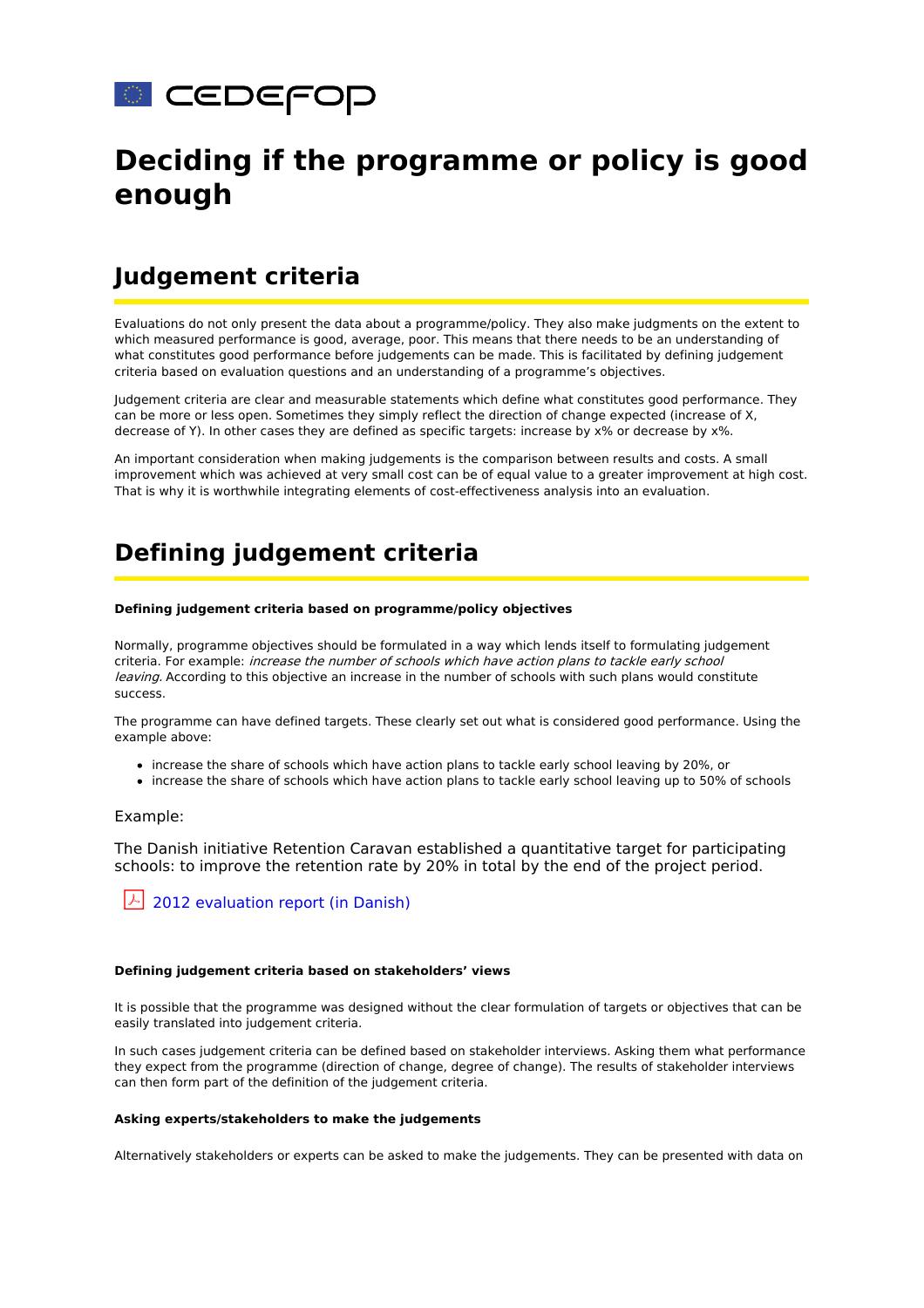# Deciding if the programme or policy is good enough

## Judgement criteria

Evaluations do not only present the data about a programme/policy. They also make judgments on the extent to which measured performance is good, average, poor. This means that there needs to be an understanding of what constitutes good performance before judgements can be made. This is facilitated by defining judgement criteria based on evaluation questions and an understanding of a programme's objectives.

Judgement criteria are clear and measurable statements which define what constitutes good performance. They can be more or less open. Sometimes they simply reflect the direction of change expected (increase of X, decrease of Y). In other cases they are defined as specific targets: increase by x% or decrease by x%.

An important consideration when making judgements is the comparison between results and costs. A small improvement which was achieved at very small cost can be of equal value to a greater improvement at high cost. That is why it is worthwhile integrating elements of cost-effectiveness analysis into an evaluation.

## Defining judgement criteria

**Defining judgement criteria based on programme/policy objectives**

Normally, programme objectives should be formulated in a way which lends itself to formulating judgement criteria. For example: *increase the number of schools which have action plans to tackle early school leaving*. According to this objective an increase in the number of schools with such plans would constitute success.

The programme can have defined targets. These clearly set out what is considered good performance. Using the example above:

- increase the share of schools which have action plans to tackle early school leaving by 20%, or
- increase the share of schools which have action plans to tackle early school leaving up to 50% of schools

Example:

The Danish initiative Retention Caravan established a quantitative target for participating schools: to improve the retention rate by 20% in total by the end of the project period.

2012 evaluation report (in Danish)

**Defining judgement criteria based on stakeholders' views**

It is possible that the programme was designed without the clear formulation of targets or objectives that can be easily translated into judgement criteria.

In such cases judgement criteria can be defined based on stakeholder interviews. Asking them what performance they expect from the programme (direction of change, degree of change). The results of stakeholder interviews can then form part of the definition of the judgement criteria.

**Asking experts/stakeholders to make the judgements**

Alternatively stakeholders or experts can be asked to make the judgements. They can be presented with data on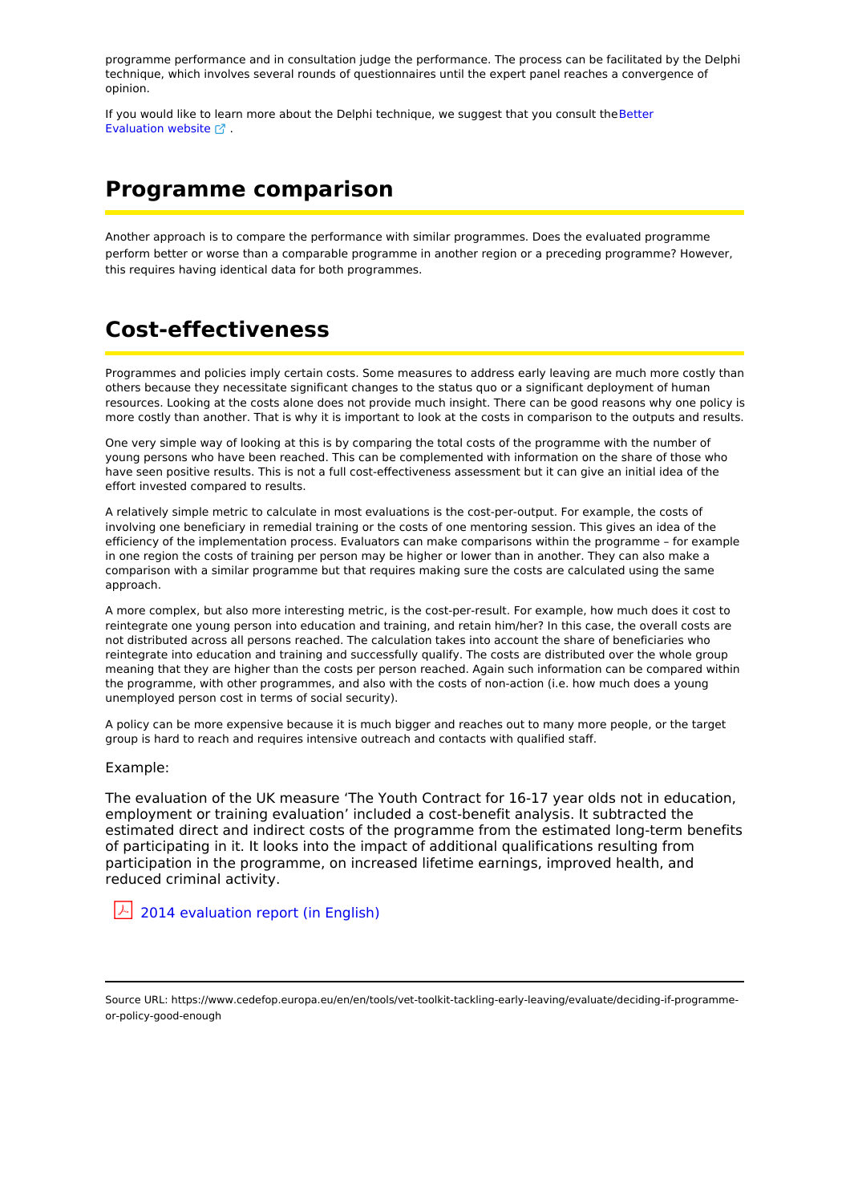programme performance and in consultation judge the performance. The process can be facilitated by the Delphi technique, which involves several rounds of questionnaires until the expert panel reaches a convergence of opinion.

If you would like to learn more about the Delphi technique, we suggest that you consult the Better Evaluation website .

## Programme comparison

Another approach is to compare the performance with similar programmes. Does the evaluated programme perform better or worse than a comparable programme in another region or a preceding programme? However, this requires having identical data for both programmes.

## Cost-effectiveness

Programmes and policies imply certain costs. Some measures to address early leaving are much more costly than others because they necessitate significant changes to the status quo or a significant deployment of human resources. Looking at the costs alone does not provide much insight. There can be good reasons why one policy is more costly than another. That is why it is important to look at the costs in comparison to the outputs and results.

One very simple way of looking at this is by comparing the total costs of the programme with the number of young persons who have been reached. This can be complemented with information on the share of those who have seen positive results. This is not a full cost-effectiveness assessment but it can give an initial idea of the effort invested compared to results.

A relatively simple metric to calculate in most evaluations is the cost-per-output. For example, the costs of involving one beneficiary in remedial training or the costs of one mentoring session. This gives an idea of the efficiency of the implementation process. Evaluators can make comparisons within the programme – for example in one region the costs of training per person may be higher or lower than in another. They can also make a comparison with a similar programme but that requires making sure the costs are calculated using the same approach.

A more complex, but also more interesting metric, is the cost-per-result. For example, how much does it cost to reintegrate one young person into education and training, and retain him/her? In this case, the overall costs are not distributed across all persons reached. The calculation takes into account the share of beneficiaries who reintegrate into education and training and successfully qualify. The costs are distributed over the whole group meaning that they are higher than the costs per person reached. Again such information can be compared within the programme, with other programmes, and also with the costs of non-action (i.e. how much does a young unemployed person cost in terms of social security).

A policy can be more expensive because it is much bigger and reaches out to many more people, or the target group is hard to reach and requires intensive outreach and contacts with qualified staff.

Example:

The evaluation of the UK measure ‘The Youth Contract for 16-17 year olds not in education, employment or training evaluation’ included a cost-benefit analysis. It subtracted the estimated direct and indirect costs of the programme from the estimated long-term benefits of participating in it. It looks into the impact of additional qualifications resulting from participation in the programme, on increased lifetime earnings, improved health, and reduced criminal activity.

2014 evaluation report (in English)

---

Source URL: https://www.cedefop.europa.eu/en/en/tools/vet-toolkit-tackling-early-leaving/evaluate/deciding-if-programme-or-policy-good-enough